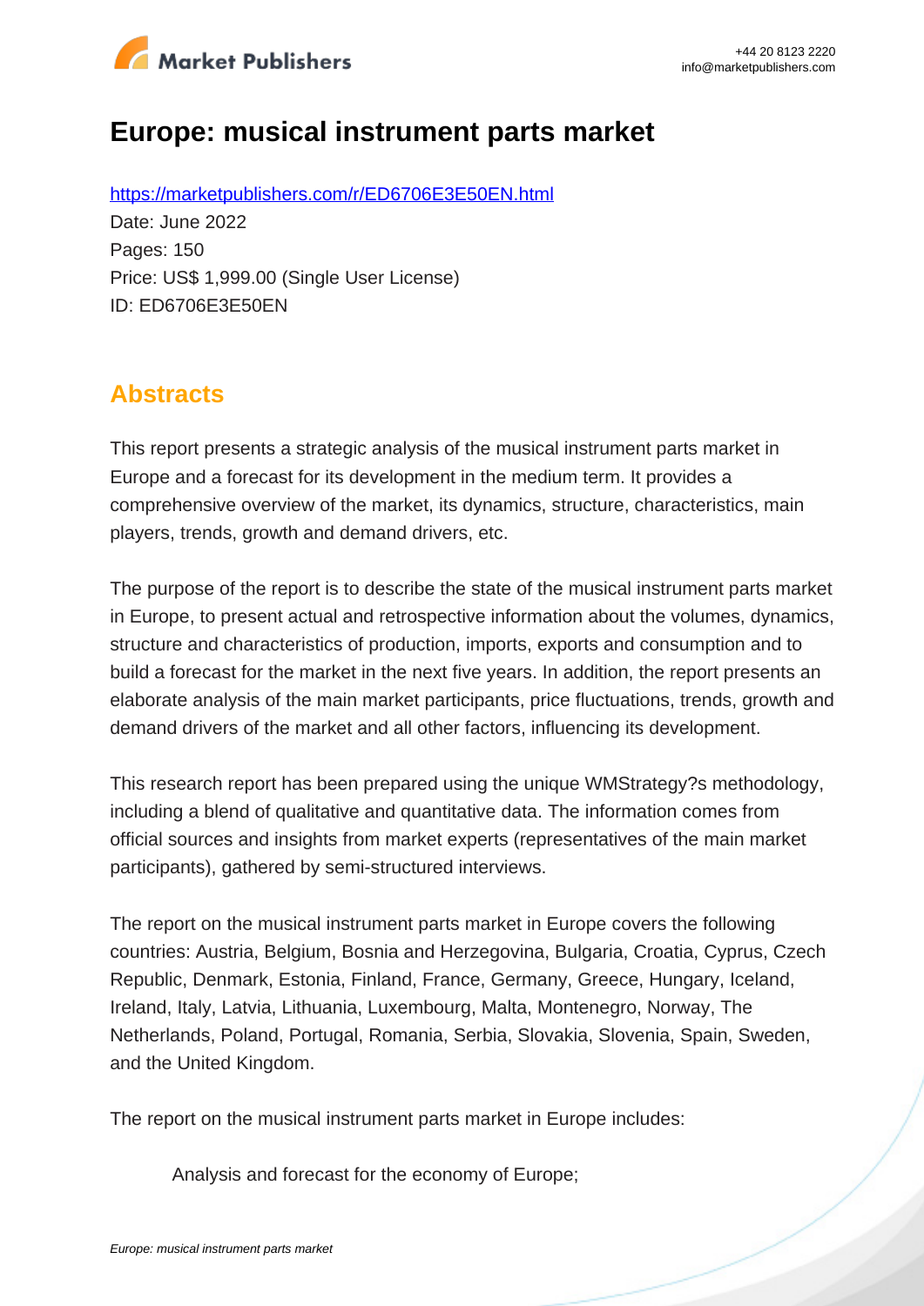# Europe: musical instrument parts market

https://marketpublishers.com/r/ED6706E3E50EN.html

Date: June 2022

Pages: 150

Price: US$ 1,999.00 (Single User License)

ID: ED6706E3E50EN

## Abstracts

This report presents a strategic analysis of the musical instrument parts market in Europe and a forecast for its development in the medium term. It provides a comprehensive overview of the market, its dynamics, structure, characteristics, main players, trends, growth and demand drivers, etc.

The purpose of the report is to describe the state of the musical instrument parts market in Europe, to present actual and retrospective information about the volumes, dynamics, structure and characteristics of production, imports, exports and consumption and to build a forecast for the market in the next five years. In addition, the report presents an elaborate analysis of the main market participants, price fluctuations, trends, growth and demand drivers of the market and all other factors, influencing its development.

This research report has been prepared using the unique WMStrategy?s methodology, including a blend of qualitative and quantitative data. The information comes from official sources and insights from market experts (representatives of the main market participants), gathered by semi-structured interviews.

The report on the musical instrument parts market in Europe covers the following countries: Austria, Belgium, Bosnia and Herzegovina, Bulgaria, Croatia, Cyprus, Czech Republic, Denmark, Estonia, Finland, France, Germany, Greece, Hungary, Iceland, Ireland, Italy, Latvia, Lithuania, Luxembourg, Malta, Montenegro, Norway, The Netherlands, Poland, Portugal, Romania, Serbia, Slovakia, Slovenia, Spain, Sweden, and the United Kingdom.

The report on the musical instrument parts market in Europe includes:

- Analysis and forecast for the economy of Europe;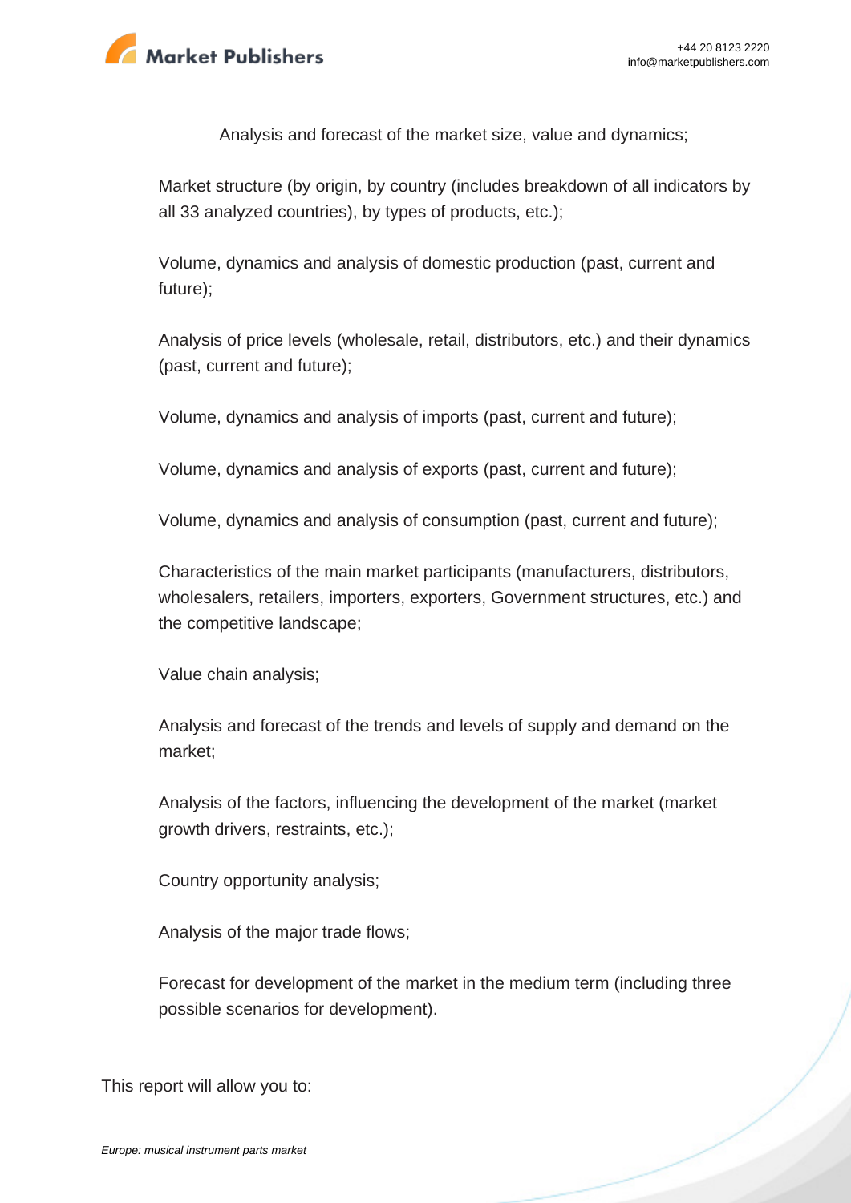Analysis and forecast of the market size, value and dynamics;

Market structure (by origin, by country (includes breakdown of all indicators by all 33 analyzed countries), by types of products, etc.);

Volume, dynamics and analysis of domestic production (past, current and future);

Analysis of price levels (wholesale, retail, distributors, etc.) and their dynamics (past, current and future);

Volume, dynamics and analysis of imports (past, current and future);

Volume, dynamics and analysis of exports (past, current and future);

Volume, dynamics and analysis of consumption (past, current and future);

Characteristics of the main market participants (manufacturers, distributors, wholesalers, retailers, importers, exporters, Government structures, etc.) and the competitive landscape;

Value chain analysis;

Analysis and forecast of the trends and levels of supply and demand on the market;

Analysis of the factors, influencing the development of the market (market growth drivers, restraints, etc.);

Country opportunity analysis;

Analysis of the major trade flows;

Forecast for development of the market in the medium term (including three possible scenarios for development).

This report will allow you to: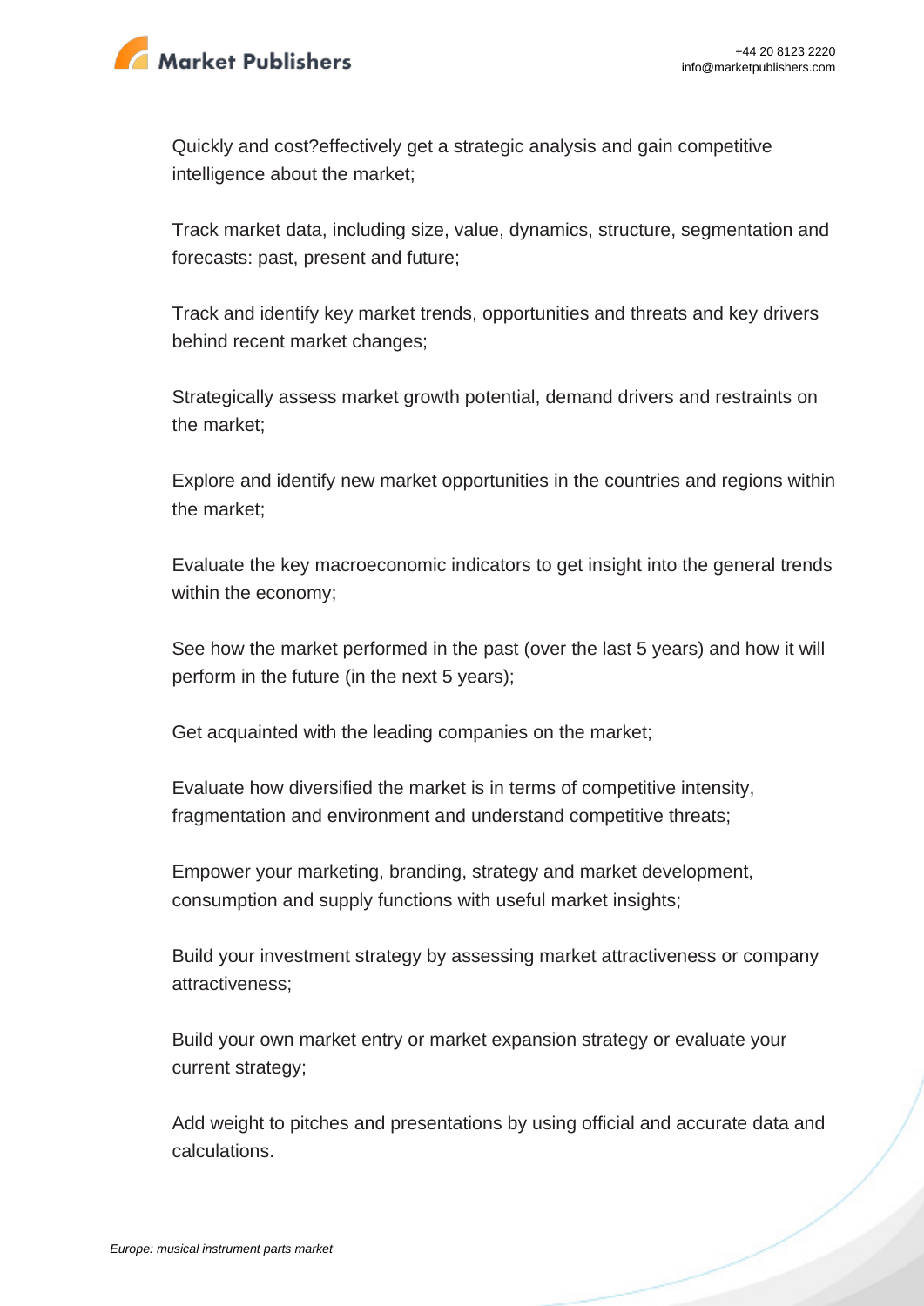Quickly and cost?effectively get a strategic analysis and gain competitive intelligence about the market;

Track market data, including size, value, dynamics, structure, segmentation and forecasts: past, present and future;

Track and identify key market trends, opportunities and threats and key drivers behind recent market changes;

Strategically assess market growth potential, demand drivers and restraints on the market;

Explore and identify new market opportunities in the countries and regions within the market;

Evaluate the key macroeconomic indicators to get insight into the general trends within the economy;

See how the market performed in the past (over the last 5 years) and how it will perform in the future (in the next 5 years);

Get acquainted with the leading companies on the market;

Evaluate how diversified the market is in terms of competitive intensity, fragmentation and environment and understand competitive threats;

Empower your marketing, branding, strategy and market development, consumption and supply functions with useful market insights;

Build your investment strategy by assessing market attractiveness or company attractiveness;

Build your own market entry or market expansion strategy or evaluate your current strategy;

Add weight to pitches and presentations by using official and accurate data and calculations.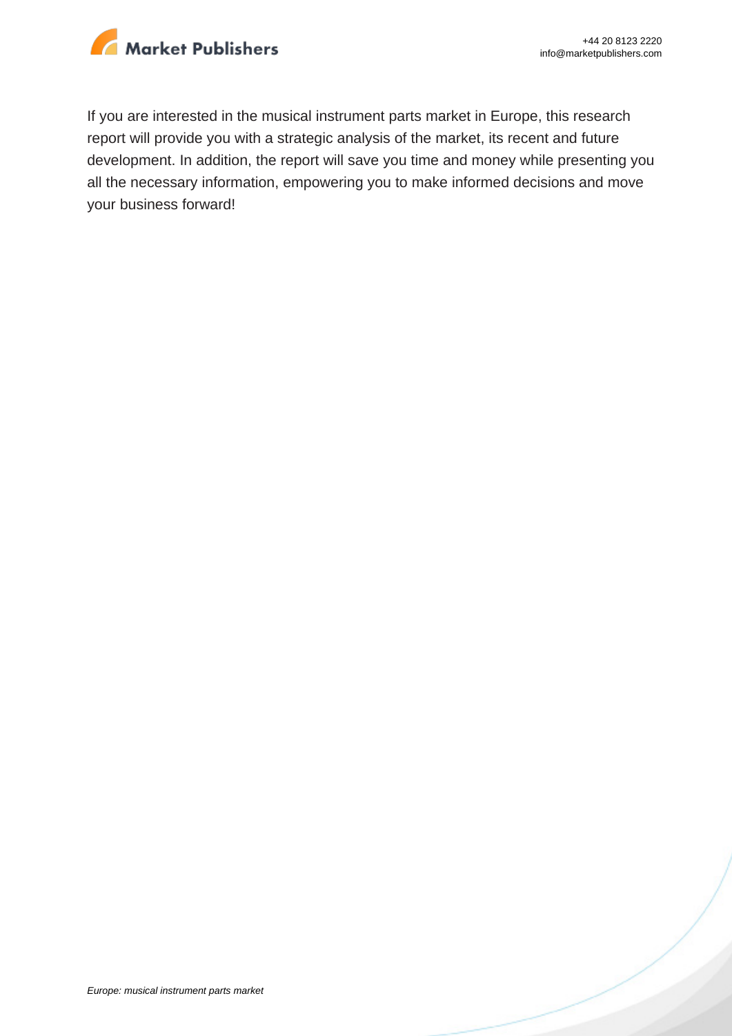If you are interested in the musical instrument parts market in Europe, this research report will provide you with a strategic analysis of the market, its recent and future development. In addition, the report will save you time and money while presenting you all the necessary information, empowering you to make informed decisions and move your business forward!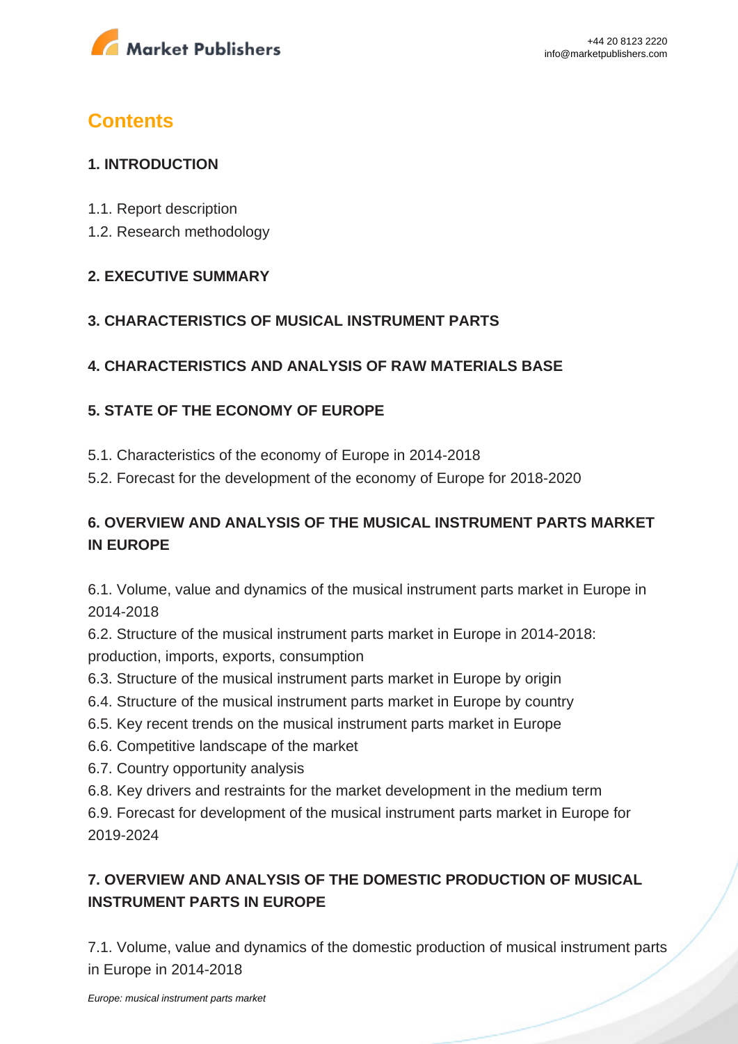## Contents

### 1. INTRODUCTION

1.1. Report description
1.2. Research methodology

### 2. EXECUTIVE SUMMARY

### 3. CHARACTERISTICS OF MUSICAL INSTRUMENT PARTS

### 4. CHARACTERISTICS AND ANALYSIS OF RAW MATERIALS BASE

### 5. STATE OF THE ECONOMY OF EUROPE

5.1. Characteristics of the economy of Europe in 2014-2018
5.2. Forecast for the development of the economy of Europe for 2018-2020

### 6. OVERVIEW AND ANALYSIS OF THE MUSICAL INSTRUMENT PARTS MARKET IN EUROPE

6.1. Volume, value and dynamics of the musical instrument parts market in Europe in 2014-2018
6.2. Structure of the musical instrument parts market in Europe in 2014-2018: production, imports, exports, consumption
6.3. Structure of the musical instrument parts market in Europe by origin
6.4. Structure of the musical instrument parts market in Europe by country
6.5. Key recent trends on the musical instrument parts market in Europe
6.6. Competitive landscape of the market
6.7. Country opportunity analysis
6.8. Key drivers and restraints for the market development in the medium term
6.9. Forecast for development of the musical instrument parts market in Europe for 2019-2024

### 7. OVERVIEW AND ANALYSIS OF THE DOMESTIC PRODUCTION OF MUSICAL INSTRUMENT PARTS IN EUROPE

7.1. Volume, value and dynamics of the domestic production of musical instrument parts in Europe in 2014-2018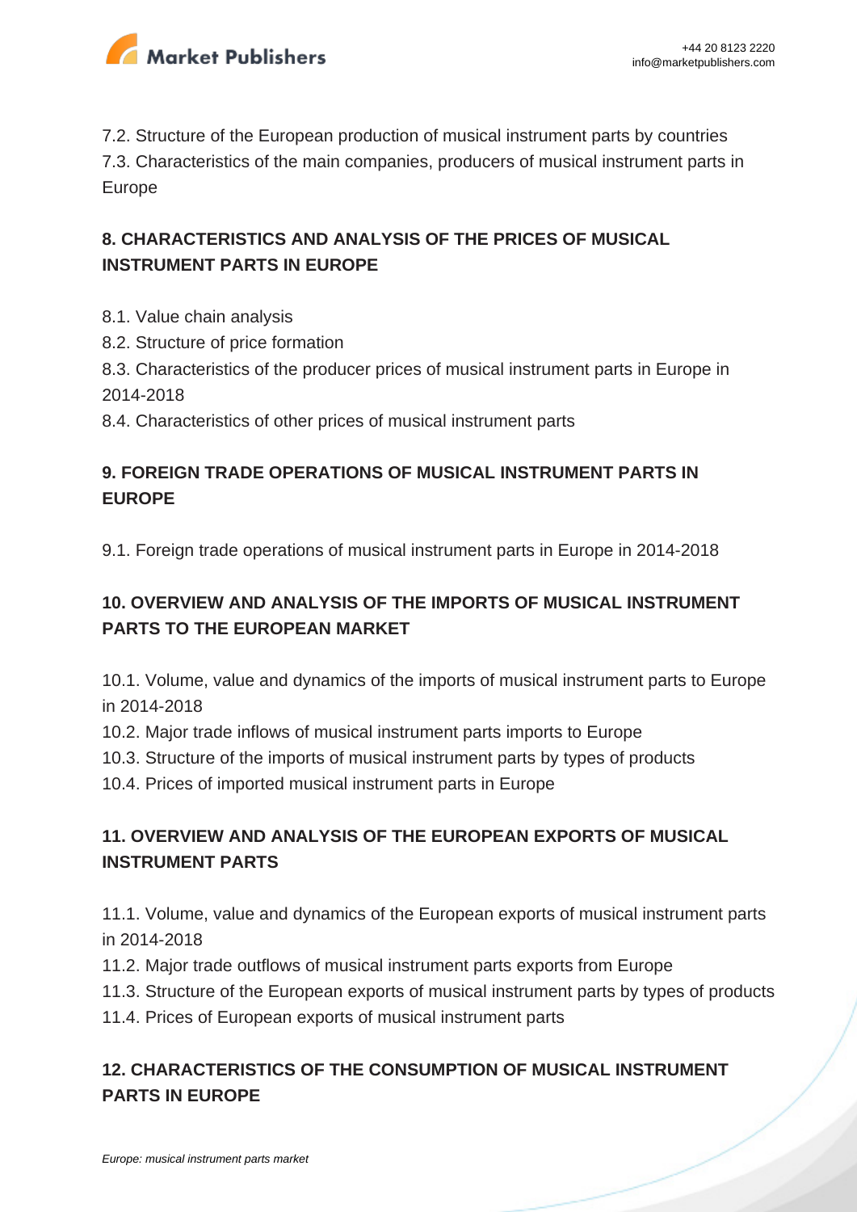7.2. Structure of the European production of musical instrument parts by countries
7.3. Characteristics of the main companies, producers of musical instrument parts in Europe

## 8. CHARACTERISTICS AND ANALYSIS OF THE PRICES OF MUSICAL INSTRUMENT PARTS IN EUROPE

8.1. Value chain analysis
8.2. Structure of price formation
8.3. Characteristics of the producer prices of musical instrument parts in Europe in 2014-2018
8.4. Characteristics of other prices of musical instrument parts

## 9. FOREIGN TRADE OPERATIONS OF MUSICAL INSTRUMENT PARTS IN EUROPE

9.1. Foreign trade operations of musical instrument parts in Europe in 2014-2018

## 10. OVERVIEW AND ANALYSIS OF THE IMPORTS OF MUSICAL INSTRUMENT PARTS TO THE EUROPEAN MARKET

10.1. Volume, value and dynamics of the imports of musical instrument parts to Europe in 2014-2018
10.2. Major trade inflows of musical instrument parts imports to Europe
10.3. Structure of the imports of musical instrument parts by types of products
10.4. Prices of imported musical instrument parts in Europe

## 11. OVERVIEW AND ANALYSIS OF THE EUROPEAN EXPORTS OF MUSICAL INSTRUMENT PARTS

11.1. Volume, value and dynamics of the European exports of musical instrument parts in 2014-2018
11.2. Major trade outflows of musical instrument parts exports from Europe
11.3. Structure of the European exports of musical instrument parts by types of products
11.4. Prices of European exports of musical instrument parts

## 12. CHARACTERISTICS OF THE CONSUMPTION OF MUSICAL INSTRUMENT PARTS IN EUROPE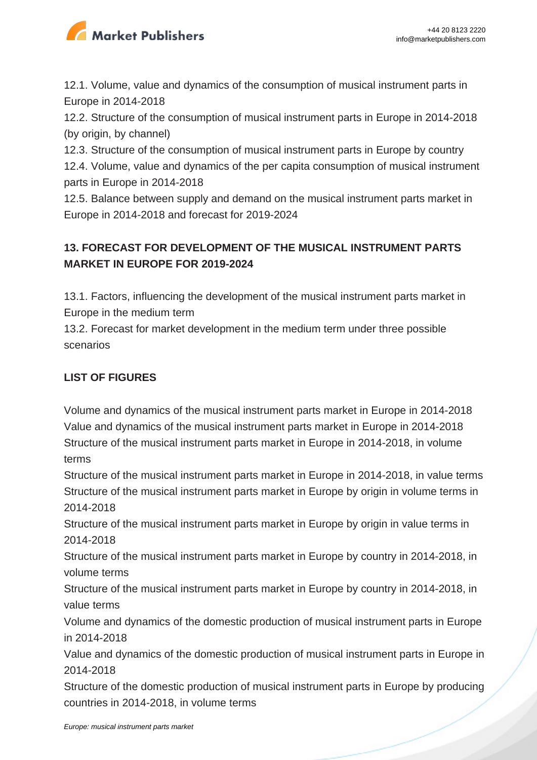12.1. Volume, value and dynamics of the consumption of musical instrument parts in Europe in 2014-2018

12.2. Structure of the consumption of musical instrument parts in Europe in 2014-2018 (by origin, by channel)

12.3. Structure of the consumption of musical instrument parts in Europe by country

12.4. Volume, value and dynamics of the per capita consumption of musical instrument parts in Europe in 2014-2018

12.5. Balance between supply and demand on the musical instrument parts market in Europe in 2014-2018 and forecast for 2019-2024

## 13. FORECAST FOR DEVELOPMENT OF THE MUSICAL INSTRUMENT PARTS MARKET IN EUROPE FOR 2019-2024

13.1. Factors, influencing the development of the musical instrument parts market in Europe in the medium term

13.2. Forecast for market development in the medium term under three possible scenarios

## LIST OF FIGURES

Volume and dynamics of the musical instrument parts market in Europe in 2014-2018

Value and dynamics of the musical instrument parts market in Europe in 2014-2018

Structure of the musical instrument parts market in Europe in 2014-2018, in volume terms

Structure of the musical instrument parts market in Europe in 2014-2018, in value terms

Structure of the musical instrument parts market in Europe by origin in volume terms in 2014-2018

Structure of the musical instrument parts market in Europe by origin in value terms in 2014-2018

Structure of the musical instrument parts market in Europe by country in 2014-2018, in volume terms

Structure of the musical instrument parts market in Europe by country in 2014-2018, in value terms

Volume and dynamics of the domestic production of musical instrument parts in Europe in 2014-2018

Value and dynamics of the domestic production of musical instrument parts in Europe in 2014-2018

Structure of the domestic production of musical instrument parts in Europe by producing countries in 2014-2018, in volume terms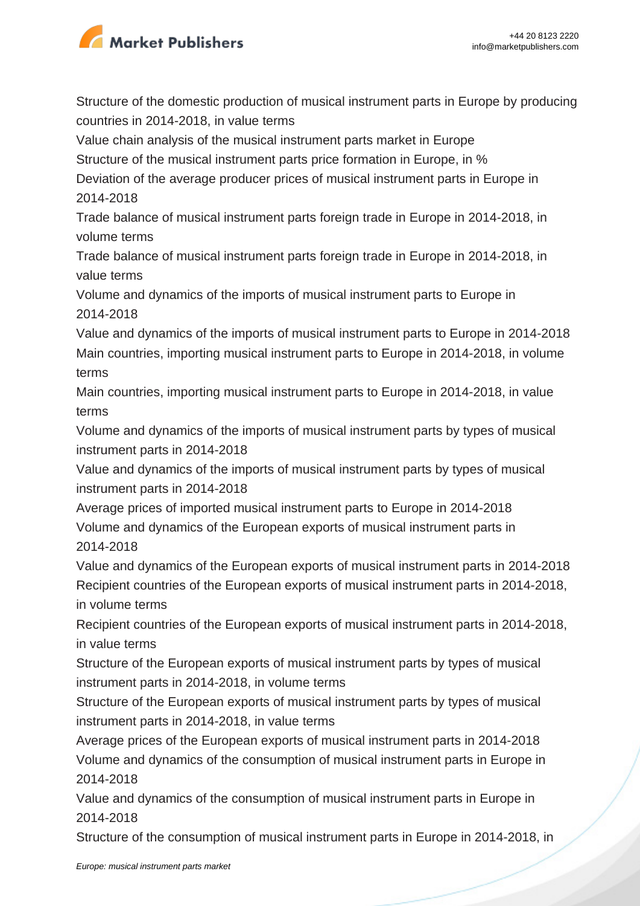Structure of the domestic production of musical instrument parts in Europe by producing countries in 2014-2018, in value terms

Value chain analysis of the musical instrument parts market in Europe

Structure of the musical instrument parts price formation in Europe, in %

Deviation of the average producer prices of musical instrument parts in Europe in 2014-2018

Trade balance of musical instrument parts foreign trade in Europe in 2014-2018, in volume terms

Trade balance of musical instrument parts foreign trade in Europe in 2014-2018, in value terms

Volume and dynamics of the imports of musical instrument parts to Europe in 2014-2018

Value and dynamics of the imports of musical instrument parts to Europe in 2014-2018

Main countries, importing musical instrument parts to Europe in 2014-2018, in volume terms

Main countries, importing musical instrument parts to Europe in 2014-2018, in value terms

Volume and dynamics of the imports of musical instrument parts by types of musical instrument parts in 2014-2018

Value and dynamics of the imports of musical instrument parts by types of musical instrument parts in 2014-2018

Average prices of imported musical instrument parts to Europe in 2014-2018

Volume and dynamics of the European exports of musical instrument parts in 2014-2018

Value and dynamics of the European exports of musical instrument parts in 2014-2018

Recipient countries of the European exports of musical instrument parts in 2014-2018, in volume terms

Recipient countries of the European exports of musical instrument parts in 2014-2018, in value terms

Structure of the European exports of musical instrument parts by types of musical instrument parts in 2014-2018, in volume terms

Structure of the European exports of musical instrument parts by types of musical instrument parts in 2014-2018, in value terms

Average prices of the European exports of musical instrument parts in 2014-2018

Volume and dynamics of the consumption of musical instrument parts in Europe in 2014-2018

Value and dynamics of the consumption of musical instrument parts in Europe in 2014-2018

Structure of the consumption of musical instrument parts in Europe in 2014-2018, in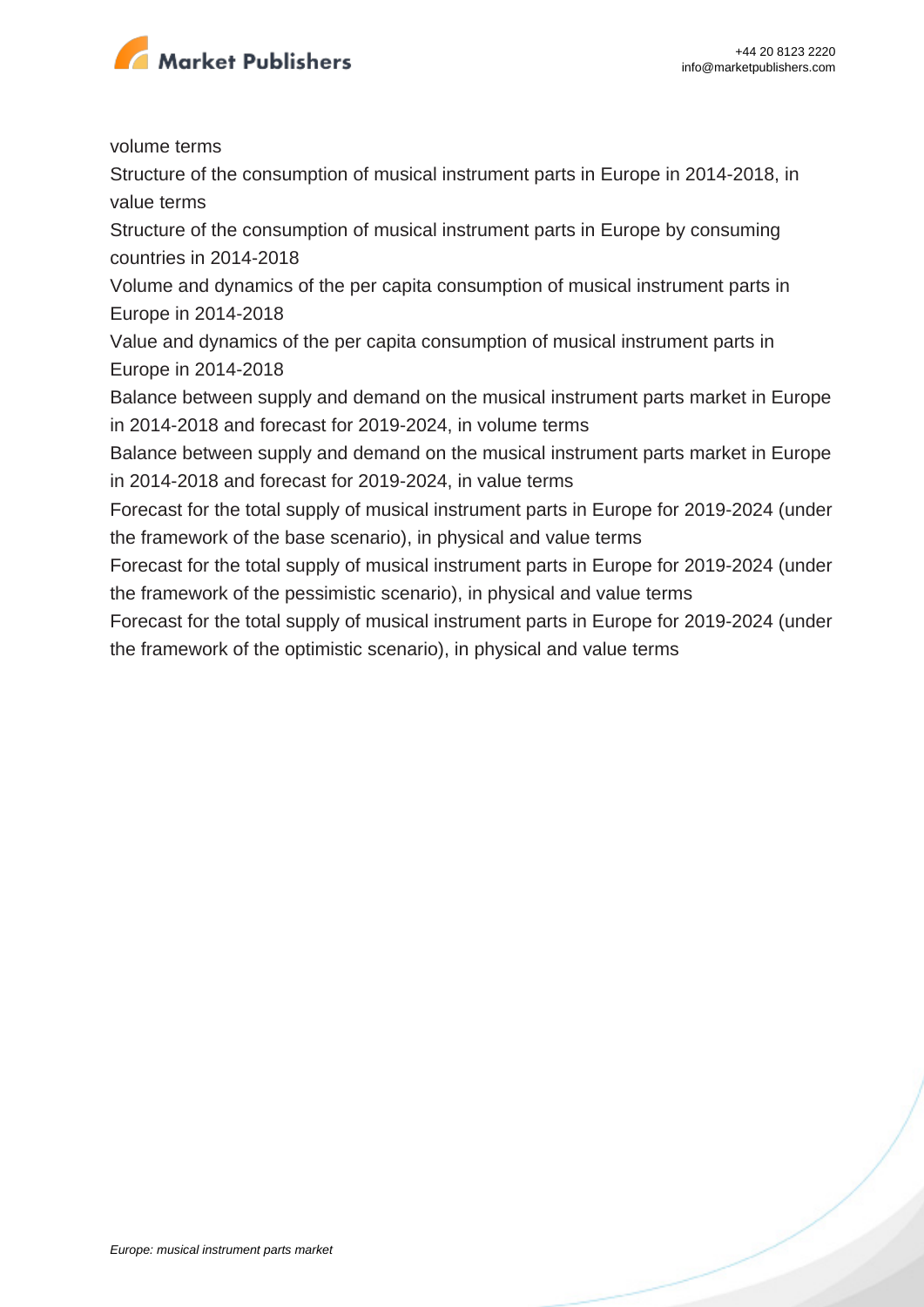volume terms

Structure of the consumption of musical instrument parts in Europe in 2014-2018, in value terms

Structure of the consumption of musical instrument parts in Europe by consuming countries in 2014-2018

Volume and dynamics of the per capita consumption of musical instrument parts in Europe in 2014-2018

Value and dynamics of the per capita consumption of musical instrument parts in Europe in 2014-2018

Balance between supply and demand on the musical instrument parts market in Europe in 2014-2018 and forecast for 2019-2024, in volume terms

Balance between supply and demand on the musical instrument parts market in Europe in 2014-2018 and forecast for 2019-2024, in value terms

Forecast for the total supply of musical instrument parts in Europe for 2019-2024 (under the framework of the base scenario), in physical and value terms

Forecast for the total supply of musical instrument parts in Europe for 2019-2024 (under the framework of the pessimistic scenario), in physical and value terms

Forecast for the total supply of musical instrument parts in Europe for 2019-2024 (under the framework of the optimistic scenario), in physical and value terms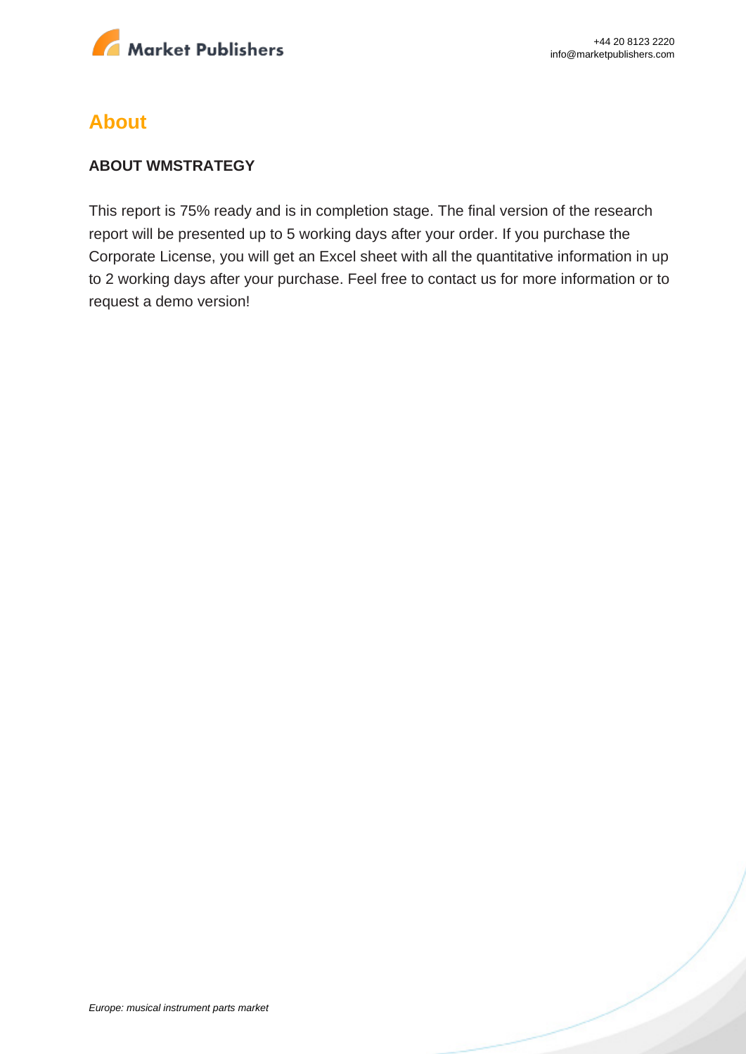## About

### ABOUT WMSTRATEGY

This report is 75% ready and is in completion stage. The final version of the research report will be presented up to 5 working days after your order. If you purchase the Corporate License, you will get an Excel sheet with all the quantitative information in up to 2 working days after your purchase. Feel free to contact us for more information or to request a demo version!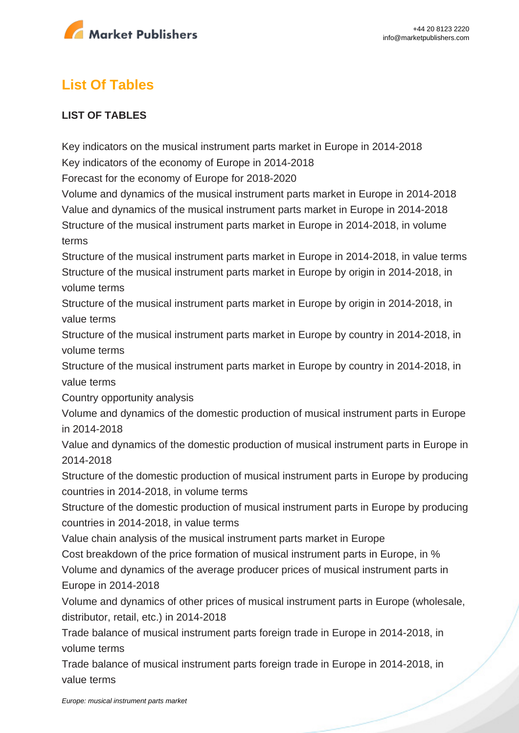## List Of Tables

**LIST OF TABLES**

Key indicators on the musical instrument parts market in Europe in 2014-2018
Key indicators of the economy of Europe in 2014-2018
Forecast for the economy of Europe for 2018-2020
Volume and dynamics of the musical instrument parts market in Europe in 2014-2018
Value and dynamics of the musical instrument parts market in Europe in 2014-2018
Structure of the musical instrument parts market in Europe in 2014-2018, in volume terms
Structure of the musical instrument parts market in Europe in 2014-2018, in value terms
Structure of the musical instrument parts market in Europe by origin in 2014-2018, in volume terms
Structure of the musical instrument parts market in Europe by origin in 2014-2018, in value terms
Structure of the musical instrument parts market in Europe by country in 2014-2018, in volume terms
Structure of the musical instrument parts market in Europe by country in 2014-2018, in value terms
Country opportunity analysis
Volume and dynamics of the domestic production of musical instrument parts in Europe in 2014-2018
Value and dynamics of the domestic production of musical instrument parts in Europe in 2014-2018
Structure of the domestic production of musical instrument parts in Europe by producing countries in 2014-2018, in volume terms
Structure of the domestic production of musical instrument parts in Europe by producing countries in 2014-2018, in value terms
Value chain analysis of the musical instrument parts market in Europe
Cost breakdown of the price formation of musical instrument parts in Europe, in %
Volume and dynamics of the average producer prices of musical instrument parts in Europe in 2014-2018
Volume and dynamics of other prices of musical instrument parts in Europe (wholesale, distributor, retail, etc.) in 2014-2018
Trade balance of musical instrument parts foreign trade in Europe in 2014-2018, in volume terms
Trade balance of musical instrument parts foreign trade in Europe in 2014-2018, in value terms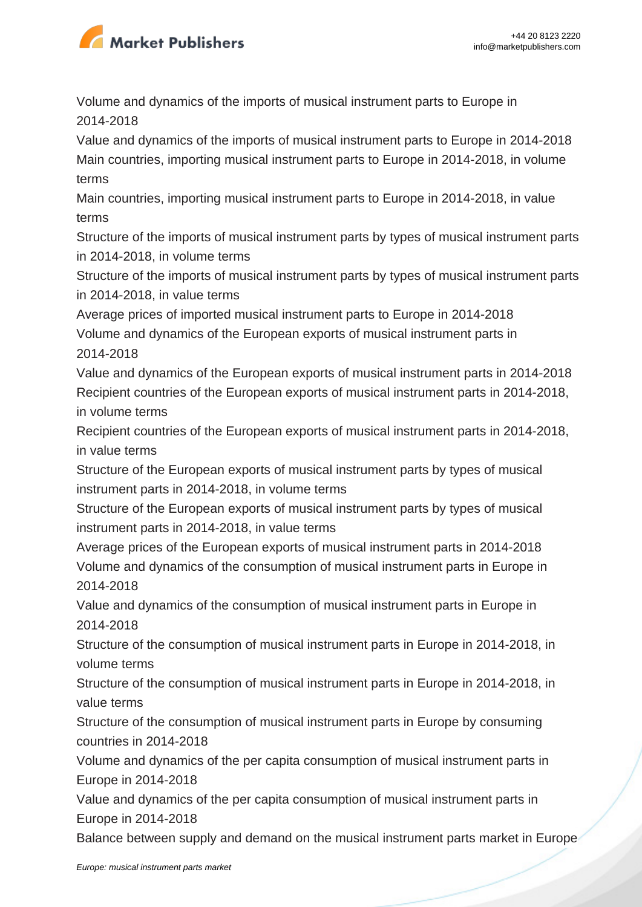Volume and dynamics of the imports of musical instrument parts to Europe in 2014-2018

Value and dynamics of the imports of musical instrument parts to Europe in 2014-2018

Main countries, importing musical instrument parts to Europe in 2014-2018, in volume terms

Main countries, importing musical instrument parts to Europe in 2014-2018, in value terms

Structure of the imports of musical instrument parts by types of musical instrument parts in 2014-2018, in volume terms

Structure of the imports of musical instrument parts by types of musical instrument parts in 2014-2018, in value terms

Average prices of imported musical instrument parts to Europe in 2014-2018

Volume and dynamics of the European exports of musical instrument parts in 2014-2018

Value and dynamics of the European exports of musical instrument parts in 2014-2018

Recipient countries of the European exports of musical instrument parts in 2014-2018, in volume terms

Recipient countries of the European exports of musical instrument parts in 2014-2018, in value terms

Structure of the European exports of musical instrument parts by types of musical instrument parts in 2014-2018, in volume terms

Structure of the European exports of musical instrument parts by types of musical instrument parts in 2014-2018, in value terms

Average prices of the European exports of musical instrument parts in 2014-2018

Volume and dynamics of the consumption of musical instrument parts in Europe in 2014-2018

Value and dynamics of the consumption of musical instrument parts in Europe in 2014-2018

Structure of the consumption of musical instrument parts in Europe in 2014-2018, in volume terms

Structure of the consumption of musical instrument parts in Europe in 2014-2018, in value terms

Structure of the consumption of musical instrument parts in Europe by consuming countries in 2014-2018

Volume and dynamics of the per capita consumption of musical instrument parts in Europe in 2014-2018

Value and dynamics of the per capita consumption of musical instrument parts in Europe in 2014-2018

Balance between supply and demand on the musical instrument parts market in Europe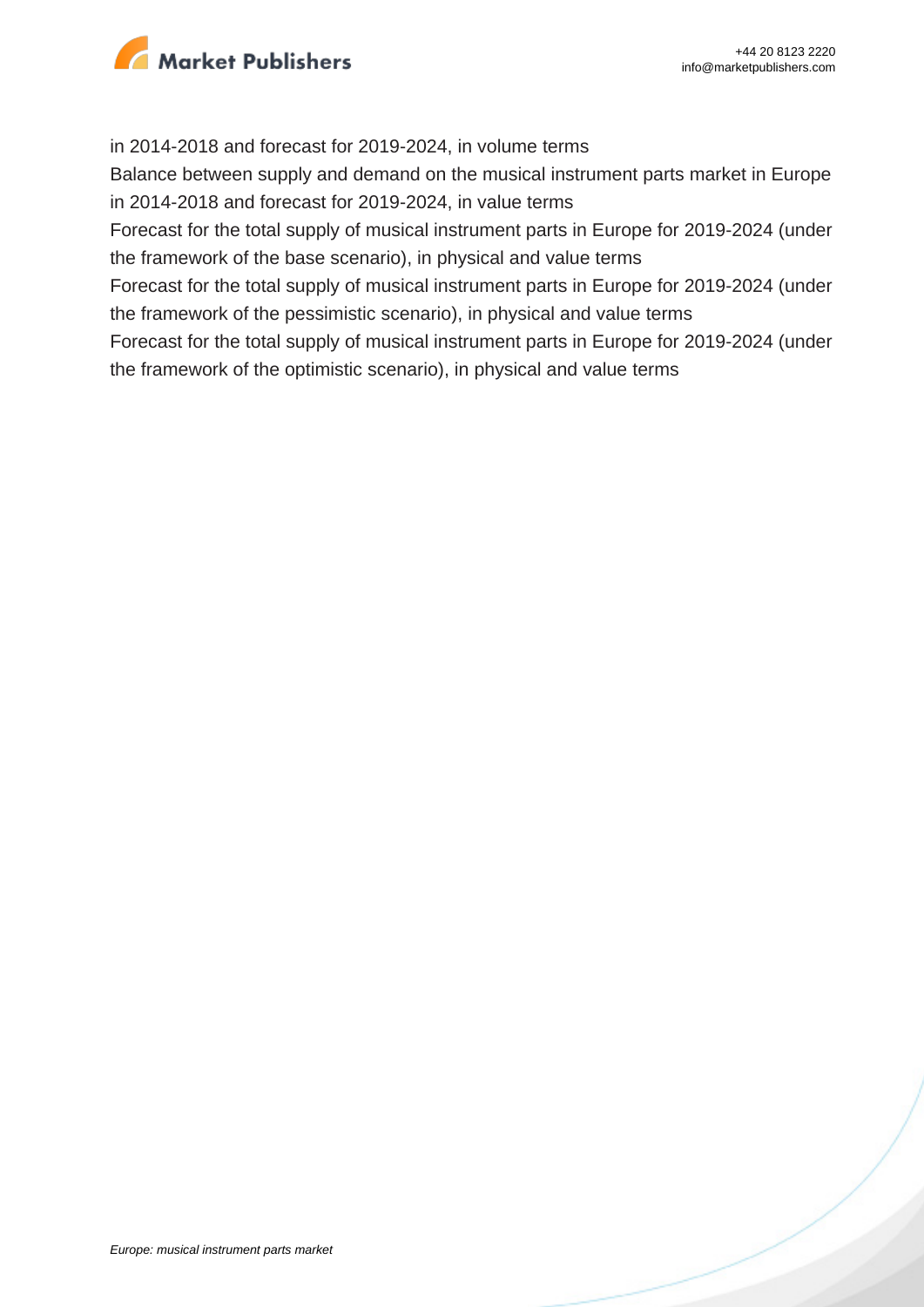in 2014-2018 and forecast for 2019-2024, in volume terms

Balance between supply and demand on the musical instrument parts market in Europe in 2014-2018 and forecast for 2019-2024, in value terms

Forecast for the total supply of musical instrument parts in Europe for 2019-2024 (under the framework of the base scenario), in physical and value terms

Forecast for the total supply of musical instrument parts in Europe for 2019-2024 (under the framework of the pessimistic scenario), in physical and value terms

Forecast for the total supply of musical instrument parts in Europe for 2019-2024 (under the framework of the optimistic scenario), in physical and value terms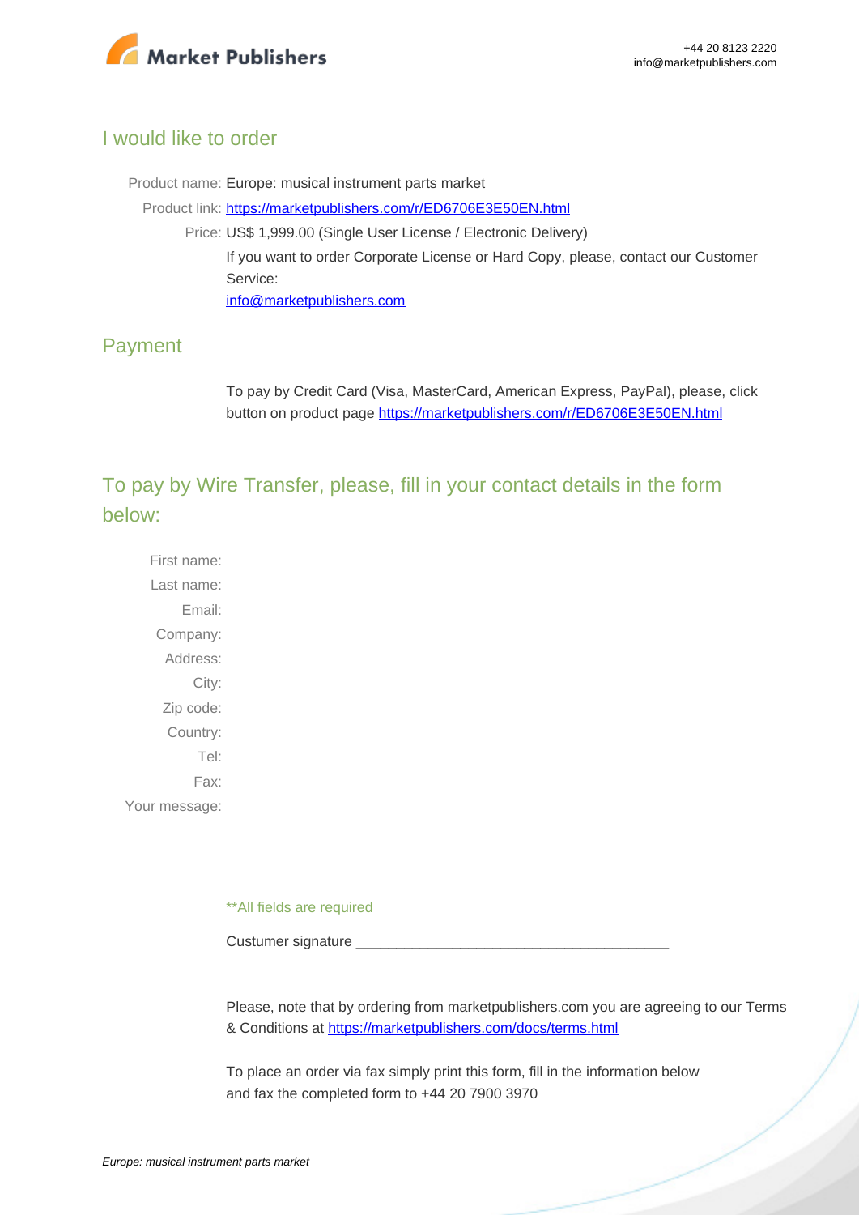## I would like to order

Product name: Europe: musical instrument parts market

Product link: https://marketpublishers.com/r/ED6706E3E50EN.html

Price: US$ 1,999.00 (Single User License / Electronic Delivery)

If you want to order Corporate License or Hard Copy, please, contact our Customer Service:

info@marketpublishers.com

## Payment

To pay by Credit Card (Visa, MasterCard, American Express, PayPal), please, click button on product page https://marketpublishers.com/r/ED6706E3E50EN.html

## To pay by Wire Transfer, please, fill in your contact details in the form below:

First name:

Last name:

Email:

Company:

Address:

City:

Zip code:

Country:

Tel:

Fax:

Your message:

**All fields are required

Custumer signature _______________________________________

Please, note that by ordering from marketpublishers.com you are agreeing to our Terms & Conditions at https://marketpublishers.com/docs/terms.html

To place an order via fax simply print this form, fill in the information below and fax the completed form to +44 20 7900 3970